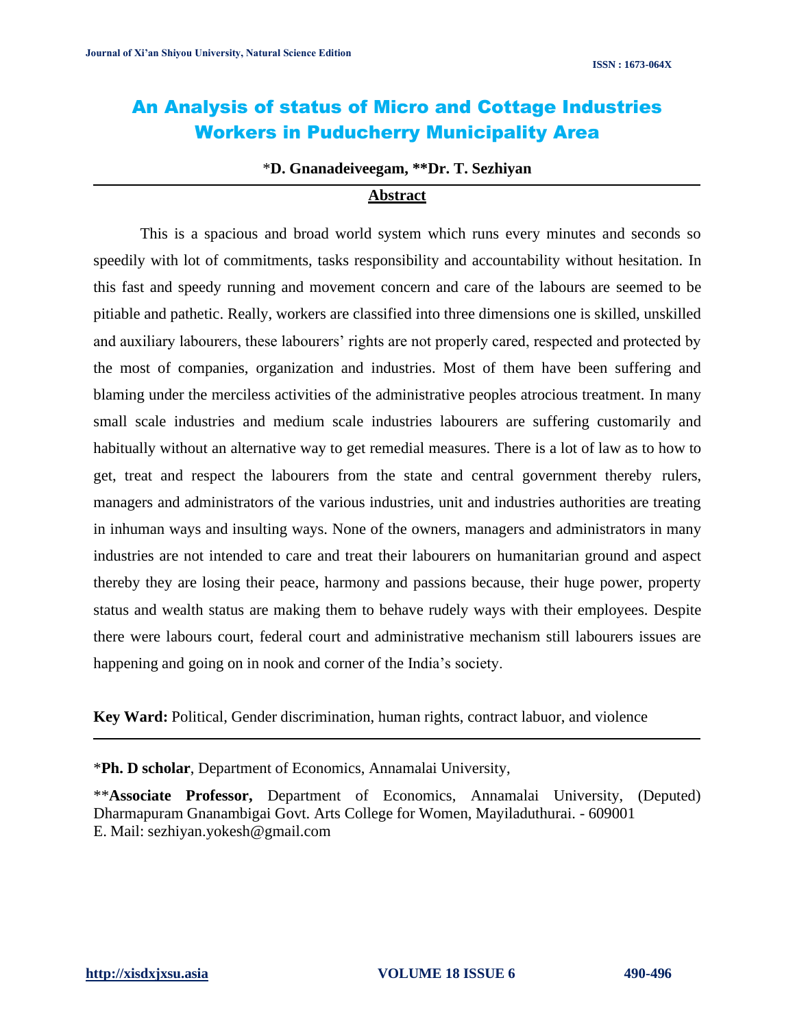# An Analysis of status of Micro and Cottage Industries Workers in Puducherry Municipality Area

*D. Gnanadeiveegam, **Dr. T. Sezhiyan

## Abstract

This is a spacious and broad world system which runs every minutes and seconds so speedily with lot of commitments, tasks responsibility and accountability without hesitation. In this fast and speedy running and movement concern and care of the labours are seemed to be pitiable and pathetic. Really, workers are classified into three dimensions one is skilled, unskilled and auxiliary labourers, these labourers' rights are not properly cared, respected and protected by the most of companies, organization and industries. Most of them have been suffering and blaming under the merciless activities of the administrative peoples atrocious treatment. In many small scale industries and medium scale industries labourers are suffering customarily and habitually without an alternative way to get remedial measures. There is a lot of law as to how to get, treat and respect the labourers from the state and central government thereby rulers, managers and administrators of the various industries, unit and industries authorities are treating in inhuman ways and insulting ways. None of the owners, managers and administrators in many industries are not intended to care and treat their labourers on humanitarian ground and aspect thereby they are losing their peace, harmony and passions because, their huge power, property status and wealth status are making them to behave rudely ways with their employees. Despite there were labours court, federal court and administrative mechanism still labourers issues are happening and going on in nook and corner of the India's society.

**Key Ward:** Political, Gender discrimination, human rights, contract labuor, and violence

---

***Ph. D scholar**, Department of Economics, Annamalai University,

****Associate Professor,** Department of Economics, Annamalai University, (Deputed) Dharmapuram Gnanambigai Govt. Arts College for Women, Mayiladuthurai. - 609001
E. Mail: sezhiyan.yokesh@gmail.com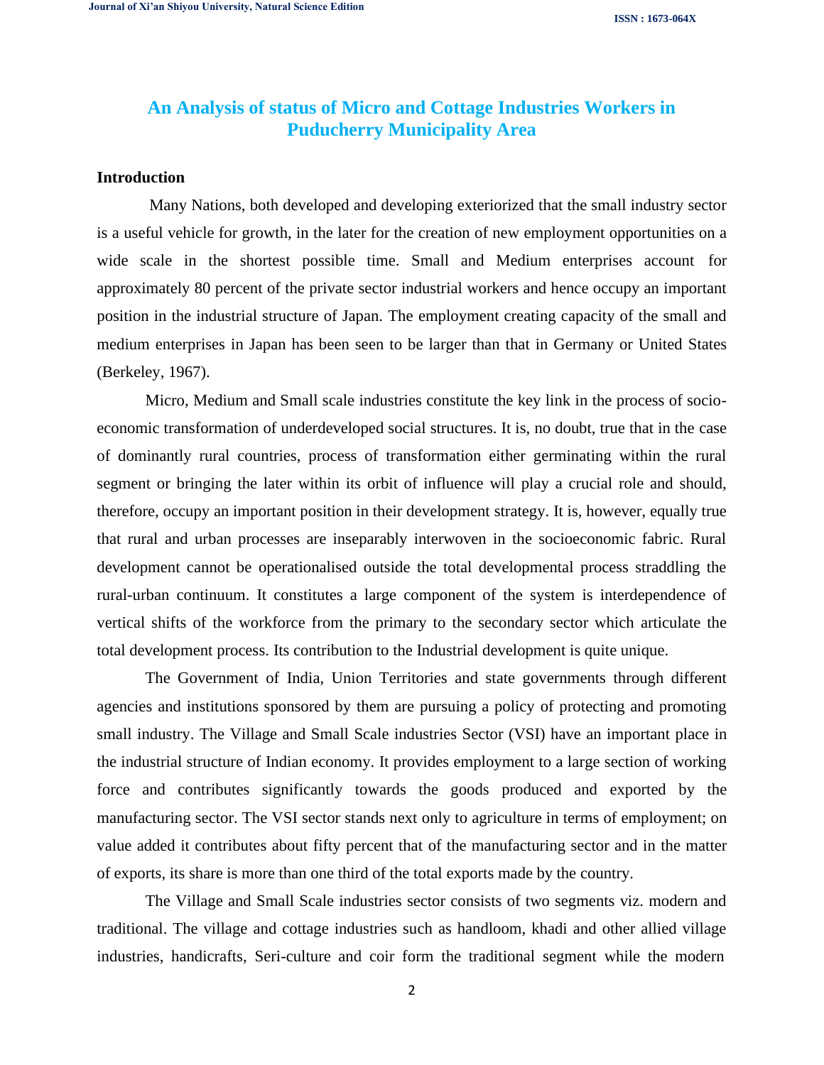# An Analysis of status of Micro and Cottage Industries Workers in Puducherry Municipality Area

## Introduction

Many Nations, both developed and developing exteriorized that the small industry sector is a useful vehicle for growth, in the later for the creation of new employment opportunities on a wide scale in the shortest possible time. Small and Medium enterprises account for approximately 80 percent of the private sector industrial workers and hence occupy an important position in the industrial structure of Japan. The employment creating capacity of the small and medium enterprises in Japan has been seen to be larger than that in Germany or United States (Berkeley, 1967).

Micro, Medium and Small scale industries constitute the key link in the process of socio-economic transformation of underdeveloped social structures. It is, no doubt, true that in the case of dominantly rural countries, process of transformation either germinating within the rural segment or bringing the later within its orbit of influence will play a crucial role and should, therefore, occupy an important position in their development strategy. It is, however, equally true that rural and urban processes are inseparably interwoven in the socioeconomic fabric. Rural development cannot be operationalised outside the total developmental process straddling the rural-urban continuum. It constitutes a large component of the system is interdependence of vertical shifts of the workforce from the primary to the secondary sector which articulate the total development process. Its contribution to the Industrial development is quite unique.

The Government of India, Union Territories and state governments through different agencies and institutions sponsored by them are pursuing a policy of protecting and promoting small industry. The Village and Small Scale industries Sector (VSI) have an important place in the industrial structure of Indian economy. It provides employment to a large section of working force and contributes significantly towards the goods produced and exported by the manufacturing sector. The VSI sector stands next only to agriculture in terms of employment; on value added it contributes about fifty percent that of the manufacturing sector and in the matter of exports, its share is more than one third of the total exports made by the country.

The Village and Small Scale industries sector consists of two segments viz. modern and traditional. The village and cottage industries such as handloom, khadi and other allied village industries, handicrafts, Seri-culture and coir form the traditional segment while the modern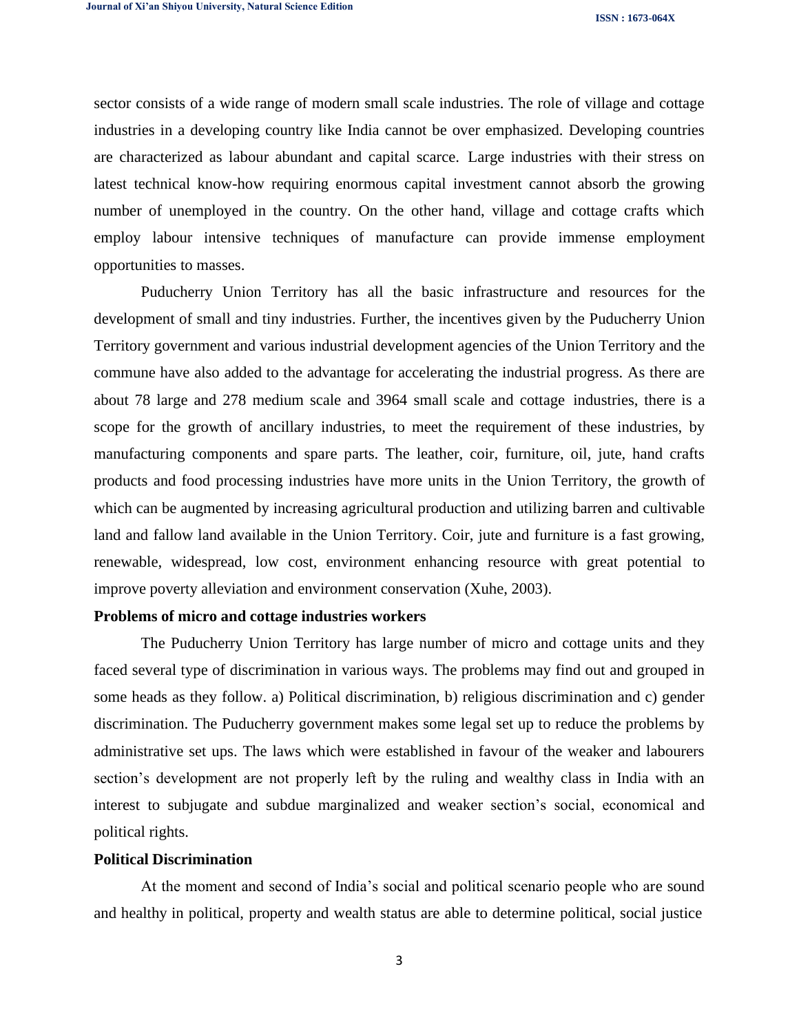sector consists of a wide range of modern small scale industries. The role of village and cottage industries in a developing country like India cannot be over emphasized. Developing countries are characterized as labour abundant and capital scarce. Large industries with their stress on latest technical know-how requiring enormous capital investment cannot absorb the growing number of unemployed in the country. On the other hand, village and cottage crafts which employ labour intensive techniques of manufacture can provide immense employment opportunities to masses.

Puducherry Union Territory has all the basic infrastructure and resources for the development of small and tiny industries. Further, the incentives given by the Puducherry Union Territory government and various industrial development agencies of the Union Territory and the commune have also added to the advantage for accelerating the industrial progress. As there are about 78 large and 278 medium scale and 3964 small scale and cottage industries, there is a scope for the growth of ancillary industries, to meet the requirement of these industries, by manufacturing components and spare parts. The leather, coir, furniture, oil, jute, hand crafts products and food processing industries have more units in the Union Territory, the growth of which can be augmented by increasing agricultural production and utilizing barren and cultivable land and fallow land available in the Union Territory. Coir, jute and furniture is a fast growing, renewable, widespread, low cost, environment enhancing resource with great potential to improve poverty alleviation and environment conservation (Xuhe, 2003).

**Problems of micro and cottage industries workers**

The Puducherry Union Territory has large number of micro and cottage units and they faced several type of discrimination in various ways. The problems may find out and grouped in some heads as they follow. a) Political discrimination, b) religious discrimination and c) gender discrimination. The Puducherry government makes some legal set up to reduce the problems by administrative set ups. The laws which were established in favour of the weaker and labourers section's development are not properly left by the ruling and wealthy class in India with an interest to subjugate and subdue marginalized and weaker section's social, economical and political rights.

**Political Discrimination**

At the moment and second of India's social and political scenario people who are sound and healthy in political, property and wealth status are able to determine political, social justice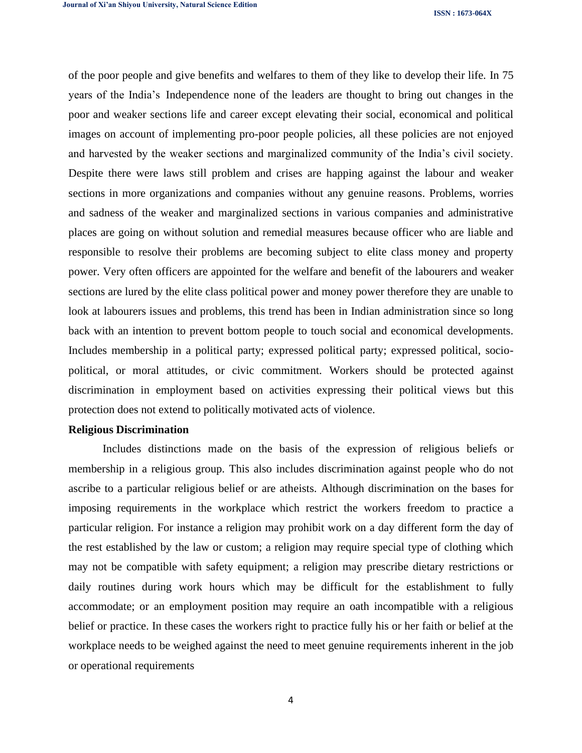of the poor people and give benefits and welfares to them of they like to develop their life. In 75 years of the India's Independence none of the leaders are thought to bring out changes in the poor and weaker sections life and career except elevating their social, economical and political images on account of implementing pro-poor people policies, all these policies are not enjoyed and harvested by the weaker sections and marginalized community of the India's civil society. Despite there were laws still problem and crises are happing against the labour and weaker sections in more organizations and companies without any genuine reasons. Problems, worries and sadness of the weaker and marginalized sections in various companies and administrative places are going on without solution and remedial measures because officer who are liable and responsible to resolve their problems are becoming subject to elite class money and property power. Very often officers are appointed for the welfare and benefit of the labourers and weaker sections are lured by the elite class political power and money power therefore they are unable to look at labourers issues and problems, this trend has been in Indian administration since so long back with an intention to prevent bottom people to touch social and economical developments. Includes membership in a political party; expressed political party; expressed political, socio-political, or moral attitudes, or civic commitment. Workers should be protected against discrimination in employment based on activities expressing their political views but this protection does not extend to politically motivated acts of violence.

**Religious Discrimination**

Includes distinctions made on the basis of the expression of religious beliefs or membership in a religious group. This also includes discrimination against people who do not ascribe to a particular religious belief or are atheists. Although discrimination on the bases for imposing requirements in the workplace which restrict the workers freedom to practice a particular religion. For instance a religion may prohibit work on a day different form the day of the rest established by the law or custom; a religion may require special type of clothing which may not be compatible with safety equipment; a religion may prescribe dietary restrictions or daily routines during work hours which may be difficult for the establishment to fully accommodate; or an employment position may require an oath incompatible with a religious belief or practice. In these cases the workers right to practice fully his or her faith or belief at the workplace needs to be weighed against the need to meet genuine requirements inherent in the job or operational requirements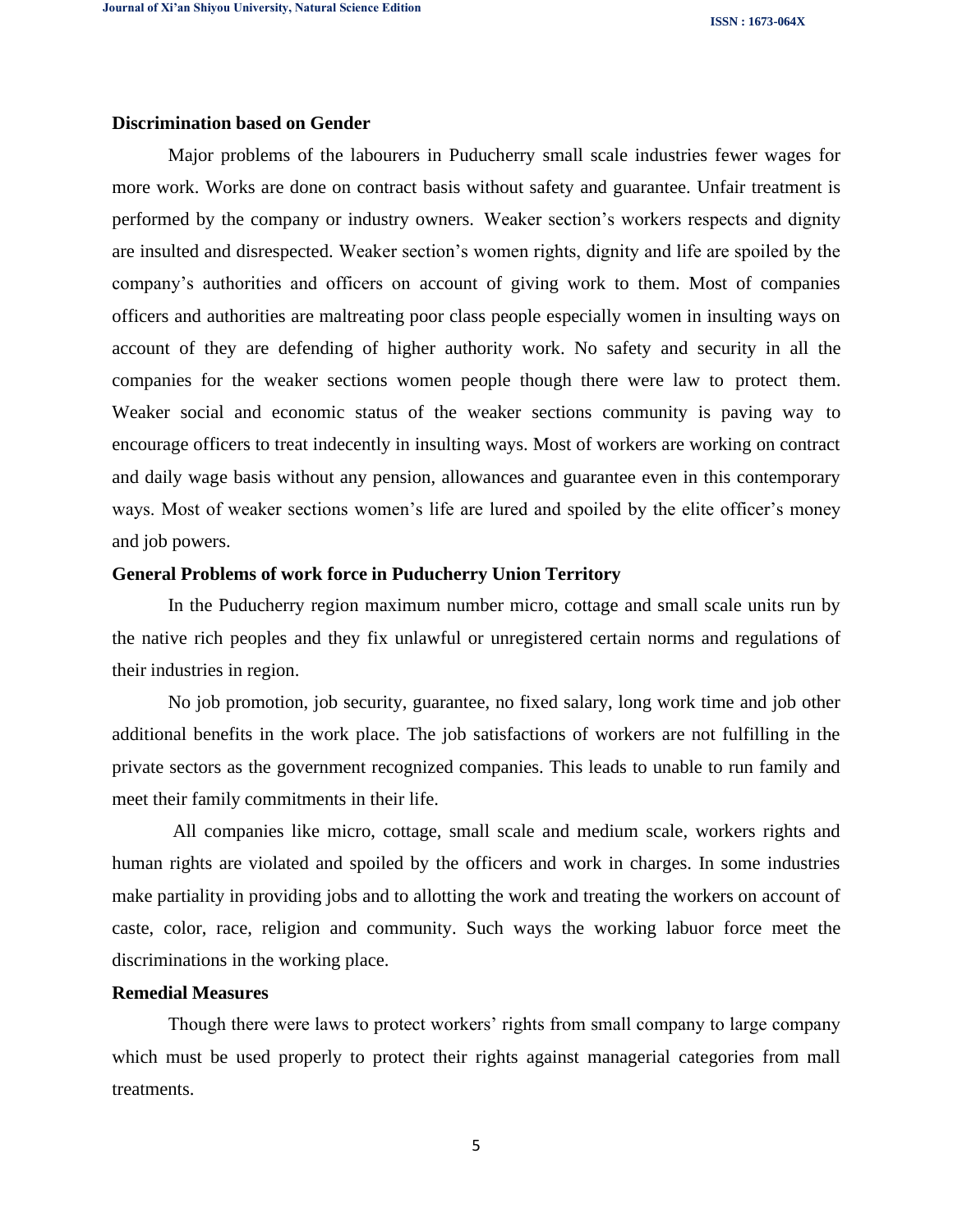**Discrimination based on Gender**

Major problems of the labourers in Puducherry small scale industries fewer wages for more work. Works are done on contract basis without safety and guarantee. Unfair treatment is performed by the company or industry owners. Weaker section's workers respects and dignity are insulted and disrespected. Weaker section's women rights, dignity and life are spoiled by the company's authorities and officers on account of giving work to them. Most of companies officers and authorities are maltreating poor class people especially women in insulting ways on account of they are defending of higher authority work. No safety and security in all the companies for the weaker sections women people though there were law to protect them. Weaker social and economic status of the weaker sections community is paving way to encourage officers to treat indecently in insulting ways. Most of workers are working on contract and daily wage basis without any pension, allowances and guarantee even in this contemporary ways. Most of weaker sections women's life are lured and spoiled by the elite officer's money and job powers.

**General Problems of work force in Puducherry Union Territory**

In the Puducherry region maximum number micro, cottage and small scale units run by the native rich peoples and they fix unlawful or unregistered certain norms and regulations of their industries in region.

No job promotion, job security, guarantee, no fixed salary, long work time and job other additional benefits in the work place. The job satisfactions of workers are not fulfilling in the private sectors as the government recognized companies. This leads to unable to run family and meet their family commitments in their life.

All companies like micro, cottage, small scale and medium scale, workers rights and human rights are violated and spoiled by the officers and work in charges. In some industries make partiality in providing jobs and to allotting the work and treating the workers on account of caste, color, race, religion and community. Such ways the working labuor force meet the discriminations in the working place.

**Remedial Measures**

Though there were laws to protect workers' rights from small company to large company which must be used properly to protect their rights against managerial categories from mall treatments.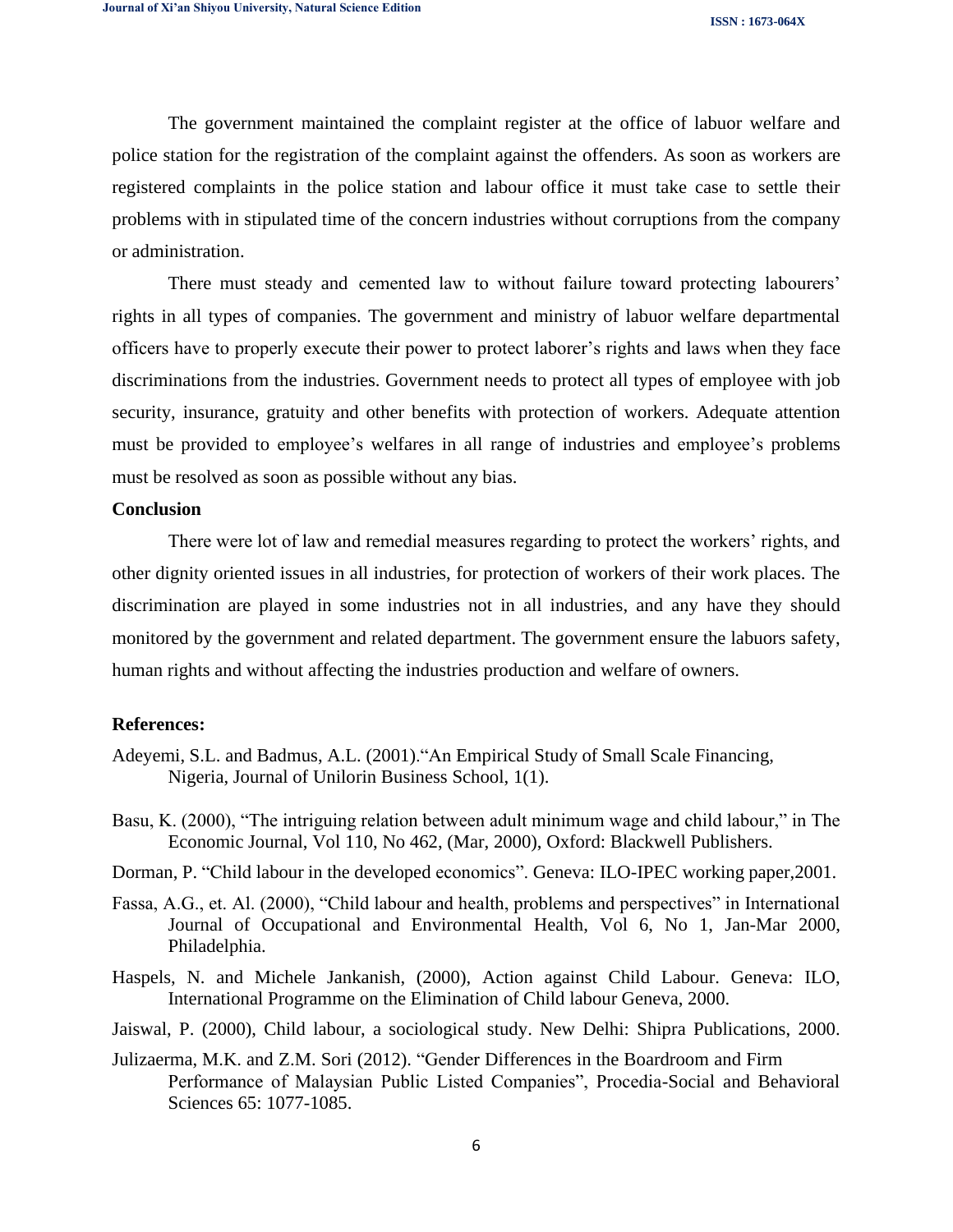The government maintained the complaint register at the office of labuor welfare and police station for the registration of the complaint against the offenders. As soon as workers are registered complaints in the police station and labour office it must take case to settle their problems with in stipulated time of the concern industries without corruptions from the company or administration.

There must steady and cemented law to without failure toward protecting labourers' rights in all types of companies. The government and ministry of labuor welfare departmental officers have to properly execute their power to protect laborer's rights and laws when they face discriminations from the industries. Government needs to protect all types of employee with job security, insurance, gratuity and other benefits with protection of workers. Adequate attention must be provided to employee's welfares in all range of industries and employee's problems must be resolved as soon as possible without any bias.

## Conclusion

There were lot of law and remedial measures regarding to protect the workers' rights, and other dignity oriented issues in all industries, for protection of workers of their work places. The discrimination are played in some industries not in all industries, and any have they should monitored by the government and related department. The government ensure the labuors safety, human rights and without affecting the industries production and welfare of owners.

## References:

Adeyemi, S.L. and Badmus, A.L. (2001)."An Empirical Study of Small Scale Financing, Nigeria, Journal of Unilorin Business School, 1(1).

Basu, K. (2000), "The intriguing relation between adult minimum wage and child labour," in The Economic Journal, Vol 110, No 462, (Mar, 2000), Oxford: Blackwell Publishers.

Dorman, P. "Child labour in the developed economics". Geneva: ILO-IPEC working paper,2001.

Fassa, A.G., et. Al. (2000), "Child labour and health, problems and perspectives" in International Journal of Occupational and Environmental Health, Vol 6, No 1, Jan-Mar 2000, Philadelphia.

Haspels, N. and Michele Jankanish, (2000), Action against Child Labour. Geneva: ILO, International Programme on the Elimination of Child labour Geneva, 2000.

Jaiswal, P. (2000), Child labour, a sociological study. New Delhi: Shipra Publications, 2000.

Julizaerma, M.K. and Z.M. Sori (2012). "Gender Differences in the Boardroom and Firm Performance of Malaysian Public Listed Companies", Procedia-Social and Behavioral Sciences 65: 1077-1085.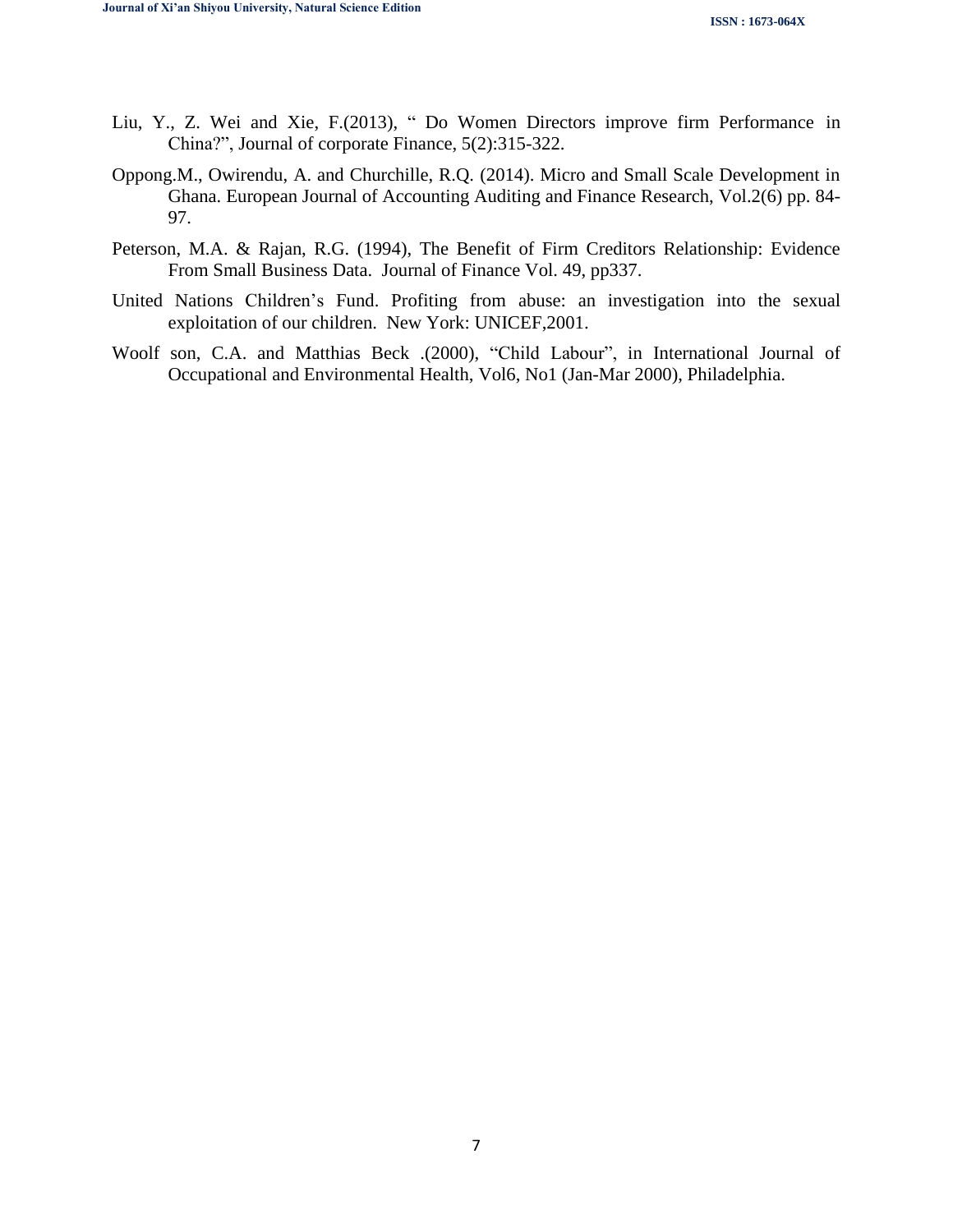Liu, Y., Z. Wei and Xie, F.(2013), " Do Women Directors improve firm Performance in China?", Journal of corporate Finance, 5(2):315-322.

Oppong.M., Owirendu, A. and Churchille, R.Q. (2014). Micro and Small Scale Development in Ghana. European Journal of Accounting Auditing and Finance Research, Vol.2(6) pp. 84-97.

Peterson, M.A. & Rajan, R.G. (1994), The Benefit of Firm Creditors Relationship: Evidence From Small Business Data. Journal of Finance Vol. 49, pp337.

United Nations Children's Fund. Profiting from abuse: an investigation into the sexual exploitation of our children. New York: UNICEF,2001.

Woolf son, C.A. and Matthias Beck .(2000), "Child Labour", in International Journal of Occupational and Environmental Health, Vol6, No1 (Jan-Mar 2000), Philadelphia.